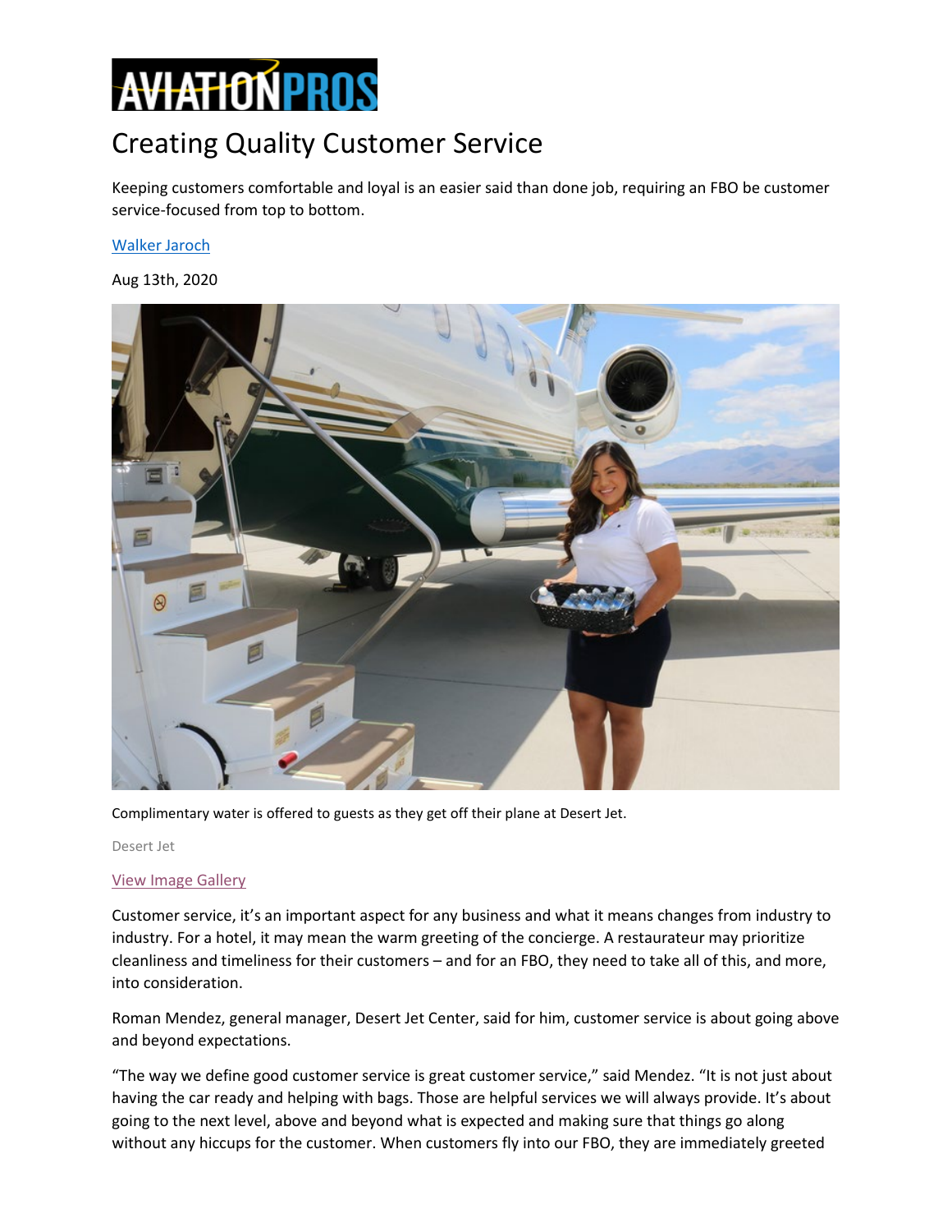AVIATIONPROS

# Creating Quality Customer Service

Keeping customers comfortable and loyal is an easier said than done job, requiring an FBO be customer service-focused from top to bottom.

Walker Jaroch

Aug 13th, 2020

Complimentary water is offered to guests as they get off their plane at Desert Jet.

Desert Jet

View Image Gallery

Customer service, it's an important aspect for any business and what it means changes from industry to industry. For a hotel, it may mean the warm greeting of the concierge. A restaurateur may prioritize cleanliness and timeliness for their customers – and for an FBO, they need to take all of this, and more, into consideration.

Roman Mendez, general manager, Desert Jet Center, said for him, customer service is about going above and beyond expectations.

"The way we define good customer service is great customer service," said Mendez. "It is not just about having the car ready and helping with bags. Those are helpful services we will always provide. It's about going to the next level, above and beyond what is expected and making sure that things go along without any hiccups for the customer. When customers fly into our FBO, they are immediately greeted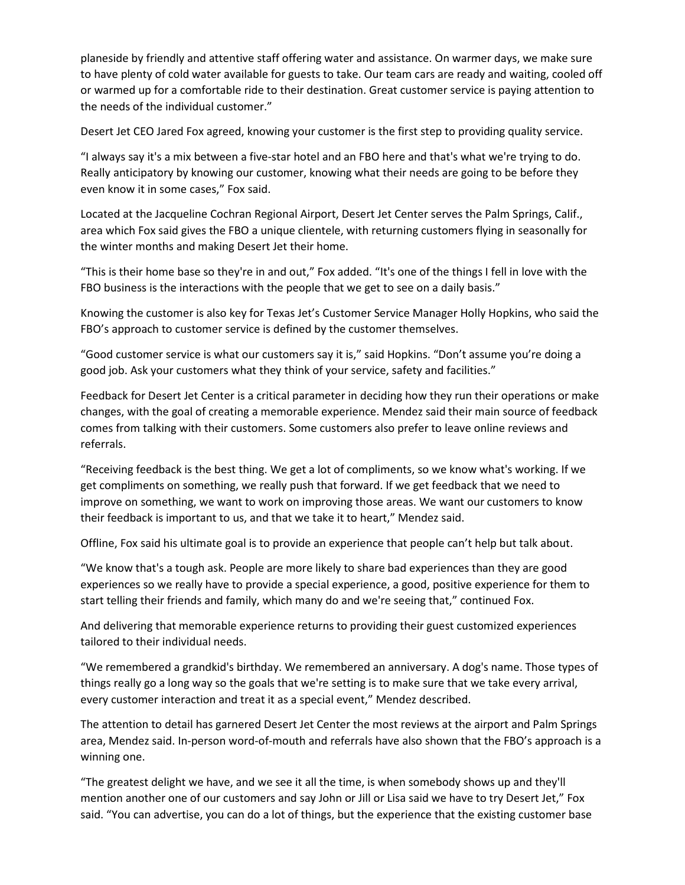planeside by friendly and attentive staff offering water and assistance. On warmer days, we make sure to have plenty of cold water available for guests to take. Our team cars are ready and waiting, cooled off or warmed up for a comfortable ride to their destination. Great customer service is paying attention to the needs of the individual customer."

Desert Jet CEO Jared Fox agreed, knowing your customer is the first step to providing quality service.

"I always say it's a mix between a five-star hotel and an FBO here and that's what we're trying to do. Really anticipatory by knowing our customer, knowing what their needs are going to be before they even know it in some cases," Fox said.

Located at the Jacqueline Cochran Regional Airport, Desert Jet Center serves the Palm Springs, Calif., area which Fox said gives the FBO a unique clientele, with returning customers flying in seasonally for the winter months and making Desert Jet their home.

"This is their home base so they're in and out," Fox added. "It's one of the things I fell in love with the FBO business is the interactions with the people that we get to see on a daily basis."

Knowing the customer is also key for Texas Jet's Customer Service Manager Holly Hopkins, who said the FBO's approach to customer service is defined by the customer themselves.

"Good customer service is what our customers say it is," said Hopkins. "Don't assume you're doing a good job. Ask your customers what they think of your service, safety and facilities."

Feedback for Desert Jet Center is a critical parameter in deciding how they run their operations or make changes, with the goal of creating a memorable experience. Mendez said their main source of feedback comes from talking with their customers. Some customers also prefer to leave online reviews and referrals.

"Receiving feedback is the best thing. We get a lot of compliments, so we know what's working. If we get compliments on something, we really push that forward. If we get feedback that we need to improve on something, we want to work on improving those areas. We want our customers to know their feedback is important to us, and that we take it to heart," Mendez said.

Offline, Fox said his ultimate goal is to provide an experience that people can't help but talk about.

"We know that's a tough ask. People are more likely to share bad experiences than they are good experiences so we really have to provide a special experience, a good, positive experience for them to start telling their friends and family, which many do and we're seeing that," continued Fox.

And delivering that memorable experience returns to providing their guest customized experiences tailored to their individual needs.

"We remembered a grandkid's birthday. We remembered an anniversary. A dog's name. Those types of things really go a long way so the goals that we're setting is to make sure that we take every arrival, every customer interaction and treat it as a special event," Mendez described.

The attention to detail has garnered Desert Jet Center the most reviews at the airport and Palm Springs area, Mendez said. In-person word-of-mouth and referrals have also shown that the FBO's approach is a winning one.

"The greatest delight we have, and we see it all the time, is when somebody shows up and they'll mention another one of our customers and say John or Jill or Lisa said we have to try Desert Jet," Fox said. "You can advertise, you can do a lot of things, but the experience that the existing customer base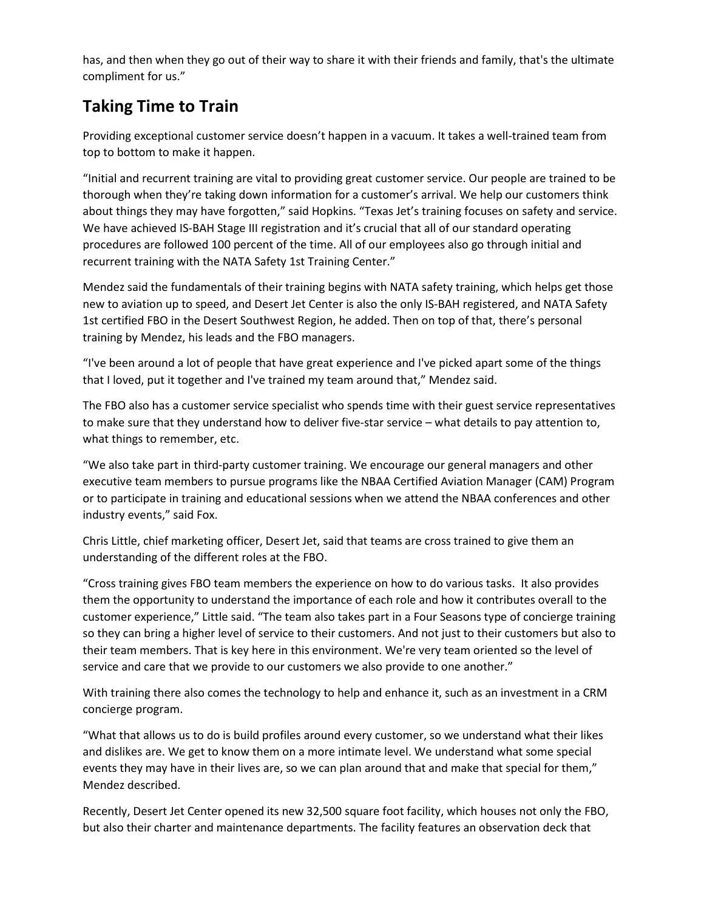has, and then when they go out of their way to share it with their friends and family, that's the ultimate compliment for us."

## Taking Time to Train

Providing exceptional customer service doesn't happen in a vacuum. It takes a well-trained team from top to bottom to make it happen.

"Initial and recurrent training are vital to providing great customer service. Our people are trained to be thorough when they're taking down information for a customer's arrival. We help our customers think about things they may have forgotten," said Hopkins. "Texas Jet's training focuses on safety and service. We have achieved IS-BAH Stage III registration and it's crucial that all of our standard operating procedures are followed 100 percent of the time. All of our employees also go through initial and recurrent training with the NATA Safety 1st Training Center."

Mendez said the fundamentals of their training begins with NATA safety training, which helps get those new to aviation up to speed, and Desert Jet Center is also the only IS-BAH registered, and NATA Safety 1st certified FBO in the Desert Southwest Region, he added. Then on top of that, there's personal training by Mendez, his leads and the FBO managers.

"I've been around a lot of people that have great experience and I've picked apart some of the things that I loved, put it together and I've trained my team around that," Mendez said.

The FBO also has a customer service specialist who spends time with their guest service representatives to make sure that they understand how to deliver five-star service – what details to pay attention to, what things to remember, etc.

"We also take part in third-party customer training. We encourage our general managers and other executive team members to pursue programs like the NBAA Certified Aviation Manager (CAM) Program or to participate in training and educational sessions when we attend the NBAA conferences and other industry events," said Fox.

Chris Little, chief marketing officer, Desert Jet, said that teams are cross trained to give them an understanding of the different roles at the FBO.

"Cross training gives FBO team members the experience on how to do various tasks. It also provides them the opportunity to understand the importance of each role and how it contributes overall to the customer experience," Little said. "The team also takes part in a Four Seasons type of concierge training so they can bring a higher level of service to their customers. And not just to their customers but also to their team members. That is key here in this environment. We're very team oriented so the level of service and care that we provide to our customers we also provide to one another."

With training there also comes the technology to help and enhance it, such as an investment in a CRM concierge program.

"What that allows us to do is build profiles around every customer, so we understand what their likes and dislikes are. We get to know them on a more intimate level. We understand what some special events they may have in their lives are, so we can plan around that and make that special for them," Mendez described.

Recently, Desert Jet Center opened its new 32,500 square foot facility, which houses not only the FBO, but also their charter and maintenance departments. The facility features an observation deck that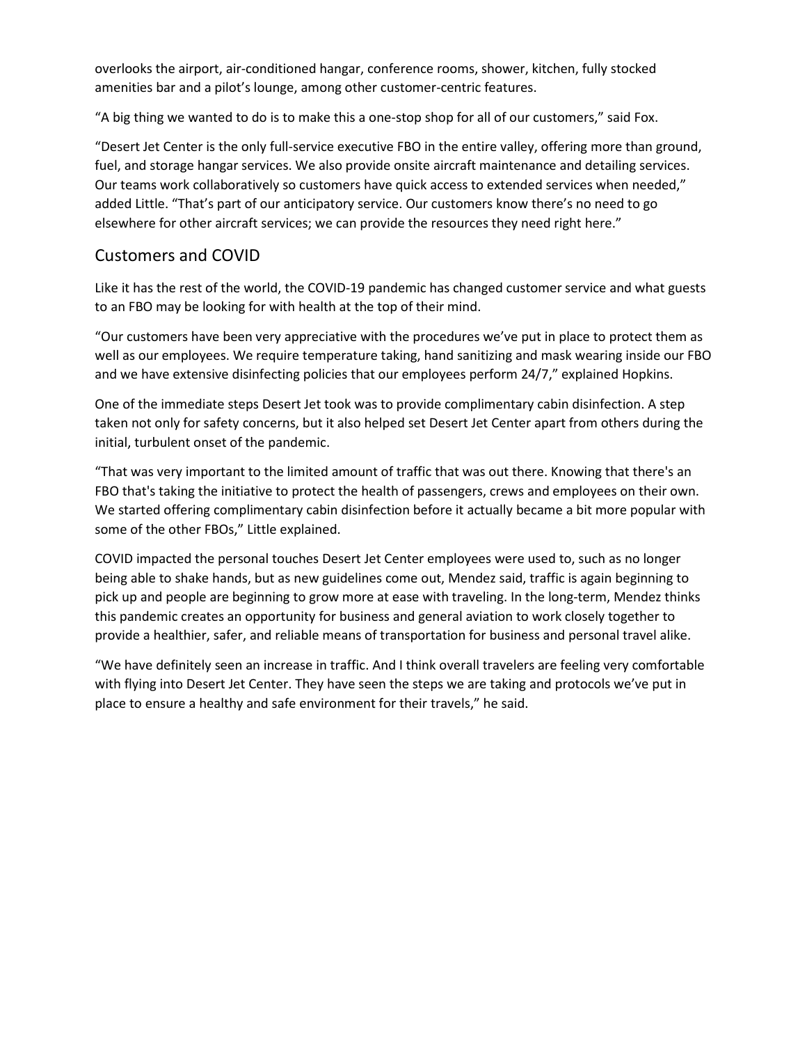overlooks the airport, air-conditioned hangar, conference rooms, shower, kitchen, fully stocked amenities bar and a pilot's lounge, among other customer-centric features.

"A big thing we wanted to do is to make this a one-stop shop for all of our customers," said Fox.

"Desert Jet Center is the only full-service executive FBO in the entire valley, offering more than ground, fuel, and storage hangar services. We also provide onsite aircraft maintenance and detailing services. Our teams work collaboratively so customers have quick access to extended services when needed," added Little. "That's part of our anticipatory service. Our customers know there's no need to go elsewhere for other aircraft services; we can provide the resources they need right here."

## Customers and COVID

Like it has the rest of the world, the COVID-19 pandemic has changed customer service and what guests to an FBO may be looking for with health at the top of their mind.

"Our customers have been very appreciative with the procedures we've put in place to protect them as well as our employees. We require temperature taking, hand sanitizing and mask wearing inside our FBO and we have extensive disinfecting policies that our employees perform 24/7," explained Hopkins.

One of the immediate steps Desert Jet took was to provide complimentary cabin disinfection. A step taken not only for safety concerns, but it also helped set Desert Jet Center apart from others during the initial, turbulent onset of the pandemic.

"That was very important to the limited amount of traffic that was out there. Knowing that there's an FBO that's taking the initiative to protect the health of passengers, crews and employees on their own. We started offering complimentary cabin disinfection before it actually became a bit more popular with some of the other FBOs," Little explained.

COVID impacted the personal touches Desert Jet Center employees were used to, such as no longer being able to shake hands, but as new guidelines come out, Mendez said, traffic is again beginning to pick up and people are beginning to grow more at ease with traveling. In the long-term, Mendez thinks this pandemic creates an opportunity for business and general aviation to work closely together to provide a healthier, safer, and reliable means of transportation for business and personal travel alike.

"We have definitely seen an increase in traffic. And I think overall travelers are feeling very comfortable with flying into Desert Jet Center. They have seen the steps we are taking and protocols we've put in place to ensure a healthy and safe environment for their travels," he said.